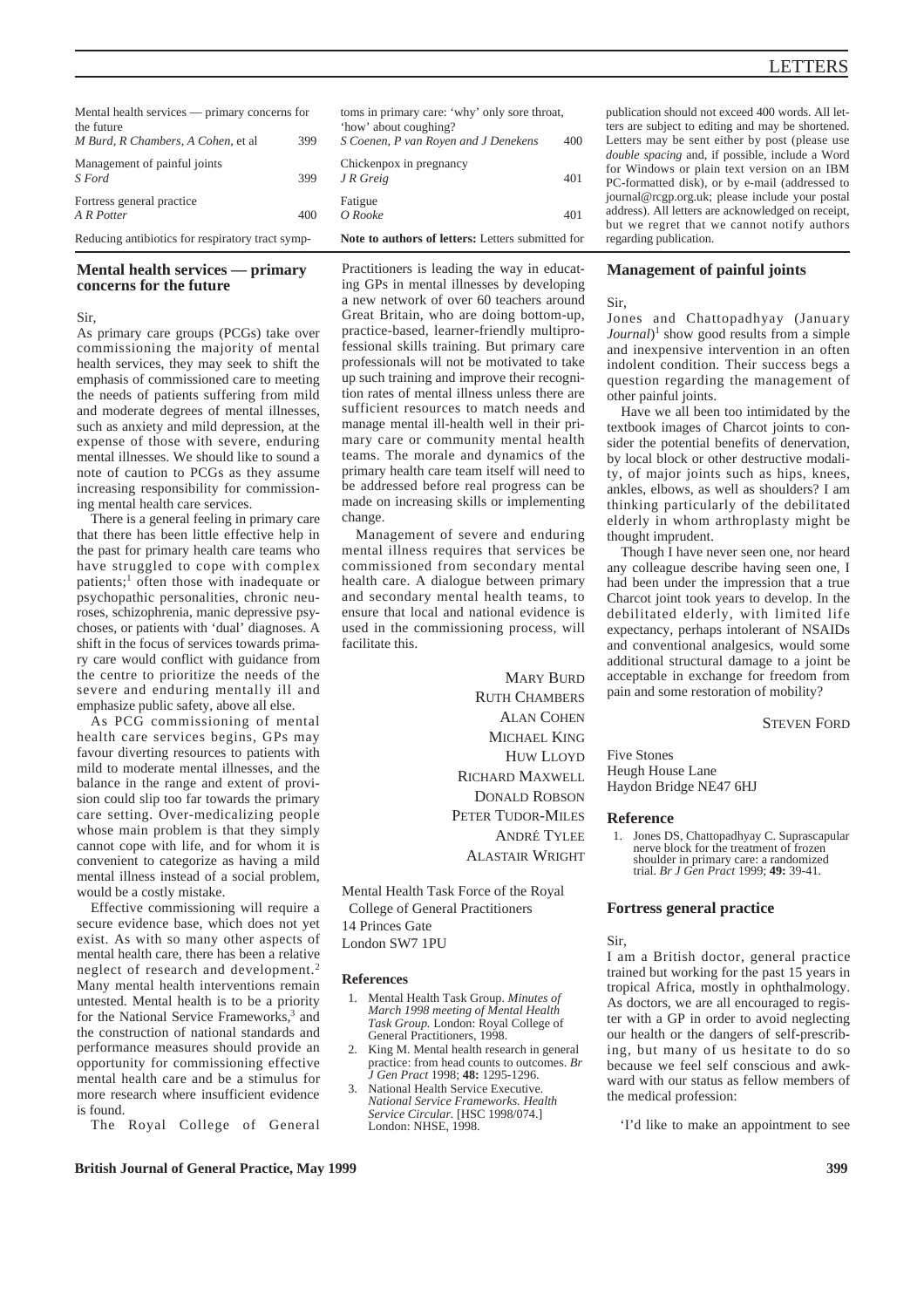## LETTERS

| | |
|---|---|
| Mental health services — primary concerns for the future *M Burd, R Chambers, A Cohen*, et al | 399 |
| Management of painful joints *S Ford* | 399 |
| Fortress general practice *A R Potter* | 400 |
| Reducing antibiotics for respiratory tract symptoms in primary care: 'why' only sore throat, 'how' about coughing? *S Coenen, P van Royen and J Denekens* | 400 |
| Chickenpox in pregnancy *J R Greig* | 401 |
| Fatigue *O Rooke* | 401 |

**Note to authors of letters:** Letters submitted for publication should not exceed 400 words. All letters are subject to editing and may be shortened. Letters may be sent either by post (please use *double spacing* and, if possible, include a Word for Windows or plain text version on an IBM PC-formatted disk), or by e-mail (addressed to journal@rcgp.org.uk; please include your postal address). All letters are acknowledged on receipt, but we regret that we cannot notify authors regarding publication.

### Mental health services — primary concerns for the future

Sir,

As primary care groups (PCGs) take over commissioning the majority of mental health services, they may seek to shift the emphasis of commissioned care to meeting the needs of patients suffering from mild and moderate degrees of mental illnesses, such as anxiety and mild depression, at the expense of those with severe, enduring mental illnesses. We should like to sound a note of caution to PCGs as they assume increasing responsibility for commissioning mental health care services.

There is a general feeling in primary care that there has been little effective help in the past for primary health care teams who have struggled to cope with complex patients;[1] often those with inadequate or psychopathic personalities, chronic neuroses, schizophrenia, manic depressive psychoses, or patients with 'dual' diagnoses. A shift in the focus of services towards primary care would conflict with guidance from the centre to prioritize the needs of the severe and enduring mentally ill and emphasize public safety, above all else.

As PCG commissioning of mental health care services begins, GPs may favour diverting resources to patients with mild to moderate mental illnesses, and the balance in the range and extent of provision could slip too far towards the primary care setting. Over-medicalizing people whose main problem is that they simply cannot cope with life, and for whom it is convenient to categorize as having a mild mental illness instead of a social problem, would be a costly mistake.

Effective commissioning will require a secure evidence base, which does not yet exist. As with so many other aspects of mental health care, there has been a relative neglect of research and development.[2] Many mental health interventions remain untested. Mental health is to be a priority for the National Service Frameworks,[3] and the construction of national standards and performance measures should provide an opportunity for commissioning effective mental health care and be a stimulus for more research where insufficient evidence is found.

The Royal College of General Practitioners is leading the way in educating GPs in mental illnesses by developing a new network of over 60 teachers around Great Britain, who are doing bottom-up, practice-based, learner-friendly multiprofessional skills training. But primary care professionals will not be motivated to take up such training and improve their recognition rates of mental illness unless there are sufficient resources to match needs and manage mental ill-health well in their primary care or community mental health teams. The morale and dynamics of the primary health care team itself will need to be addressed before real progress can be made on increasing skills or implementing change.

Management of severe and enduring mental illness requires that services be commissioned from secondary mental health care. A dialogue between primary and secondary mental health teams, to ensure that local and national evidence is used in the commissioning process, will facilitate this.

MARY BURD
RUTH CHAMBERS
ALAN COHEN
MICHAEL KING
HUW LLOYD
RICHARD MAXWELL
DONALD ROBSON
PETER TUDOR-MILES
ANDRÉ TYLEE
ALASTAIR WRIGHT

Mental Health Task Force of the Royal College of General Practitioners
14 Princes Gate
London SW7 1PU

#### References

1. Mental Health Task Group. *Minutes of March 1998 meeting of Mental Health Task Group.* London: Royal College of General Practitioners, 1998.
2. King M. Mental health research in general practice: from head counts to outcomes. *Br J Gen Pract* 1998; **48:** 1295-1296.
3. National Health Service Executive. *National Service Frameworks. Health Service Circular.* [HSC 1998/074.] London: NHSE, 1998.

### Management of painful joints

Sir,

Jones and Chattopadhyay (January *Journal*)[1] show good results from a simple and inexpensive intervention in an often indolent condition. Their success begs a question regarding the management of other painful joints.

Have we all been too intimidated by the textbook images of Charcot joints to consider the potential benefits of denervation, by local block or other destructive modality, of major joints such as hips, knees, ankles, elbows, as well as shoulders? I am thinking particularly of the debilitated elderly in whom arthroplasty might be thought imprudent.

Though I have never seen one, nor heard any colleague describe having seen one, I had been under the impression that a true Charcot joint took years to develop. In the debilitated elderly, with limited life expectancy, perhaps intolerant of NSAIDs and conventional analgesics, would some additional structural damage to a joint be acceptable in exchange for freedom from pain and some restoration of mobility?

STEVEN FORD

Five Stones
Heugh House Lane
Haydon Bridge NE47 6HJ

#### Reference

1. Jones DS, Chattopadhyay C. Suprascapular nerve block for the treatment of frozen shoulder in primary care: a randomized trial. *Br J Gen Pract* 1999; **49:** 39-41.

### Fortress general practice

Sir,

I am a British doctor, general practice trained but working for the past 15 years in tropical Africa, mostly in ophthalmology. As doctors, we are all encouraged to register with a GP in order to avoid neglecting our health or the dangers of self-prescribing, but many of us hesitate to do so because we feel self conscious and awkward with our status as fellow members of the medical profession:

'I'd like to make an appointment to see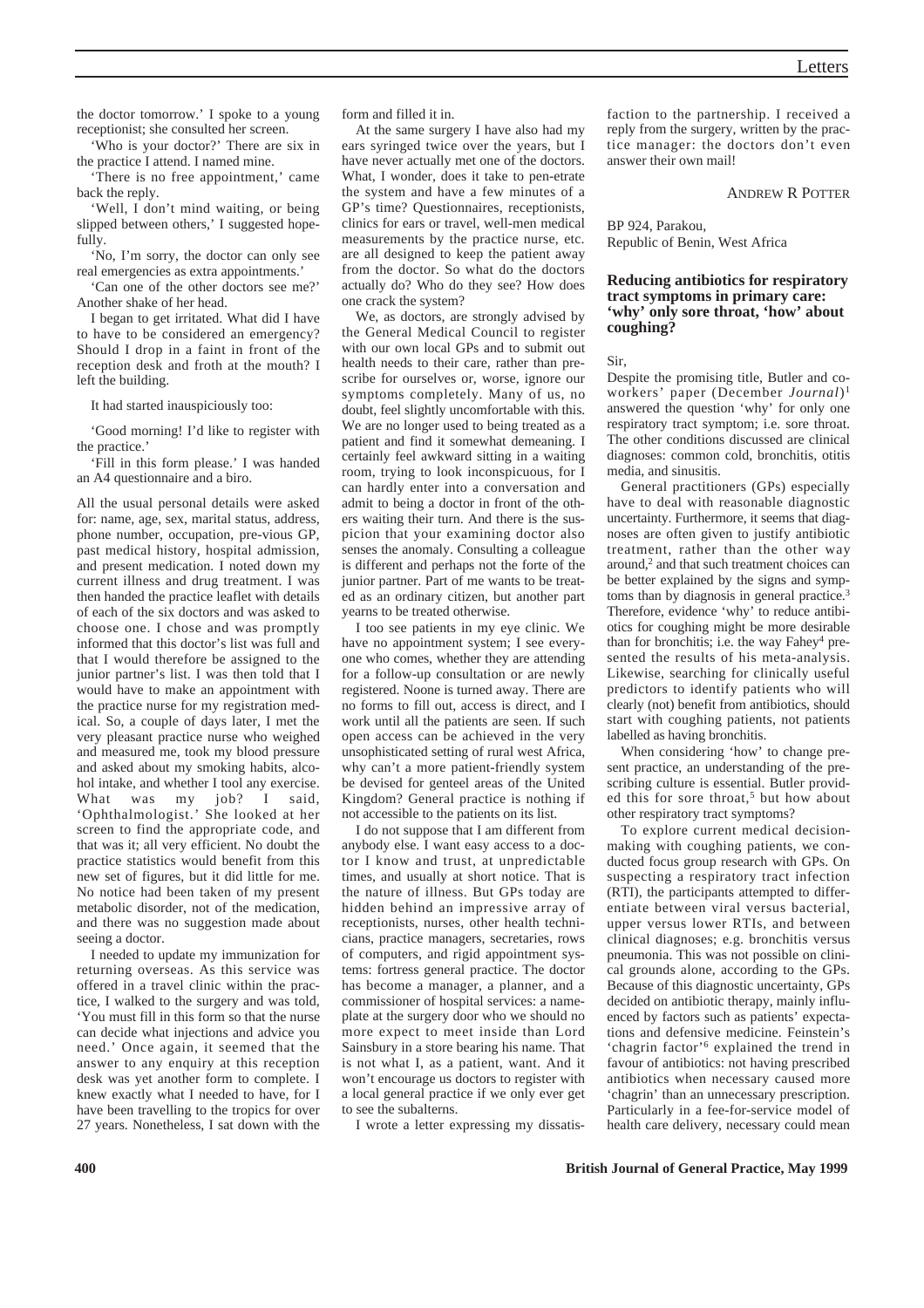the doctor tomorrow.' I spoke to a young receptionist; she consulted her screen.

'Who is your doctor?' There are six in the practice I attend. I named mine.

'There is no free appointment,' came back the reply.

'Well, I don't mind waiting, or being slipped between others,' I suggested hopefully.

'No, I'm sorry, the doctor can only see real emergencies as extra appointments.'

'Can one of the other doctors see me?' Another shake of her head.

I began to get irritated. What did I have to have to be considered an emergency? Should I drop in a faint in front of the reception desk and froth at the mouth? I left the building.

It had started inauspiciously too:

'Good morning! I'd like to register with the practice.'

'Fill in this form please.' I was handed an A4 questionnaire and a biro.

All the usual personal details were asked for: name, age, sex, marital status, address, phone number, occupation, pre-vious GP, past medical history, hospital admission, and present medication. I noted down my current illness and drug treatment. I was then handed the practice leaflet with details of each of the six doctors and was asked to choose one. I chose and was promptly informed that this doctor's list was full and that I would therefore be assigned to the junior partner's list. I was then told that I would have to make an appointment with the practice nurse for my registration medical. So, a couple of days later, I met the very pleasant practice nurse who weighed and measured me, took my blood pressure and asked about my smoking habits, alcohol intake, and whether I tool any exercise. What was my job? I said, 'Ophthalmologist.' She looked at her screen to find the appropriate code, and that was it; all very efficient. No doubt the practice statistics would benefit from this new set of figures, but it did little for me. No notice had been taken of my present metabolic disorder, not of the medication, and there was no suggestion made about seeing a doctor.

I needed to update my immunization for returning overseas. As this service was offered in a travel clinic within the practice, I walked to the surgery and was told, 'You must fill in this form so that the nurse can decide what injections and advice you need.' Once again, it seemed that the answer to any enquiry at this reception desk was yet another form to complete. I knew exactly what I needed to have, for I have been travelling to the tropics for over 27 years. Nonetheless, I sat down with the form and filled it in.

At the same surgery I have also had my ears syringed twice over the years, but I have never actually met one of the doctors. What, I wonder, does it take to pen-etrate the system and have a few minutes of a GP's time? Questionnaires, receptionists, clinics for ears or travel, well-men medical measurements by the practice nurse, etc. are all designed to keep the patient away from the doctor. So what do the doctors actually do? Who do they see? How does one crack the system?

We, as doctors, are strongly advised by the General Medical Council to register with our own local GPs and to submit out health needs to their care, rather than prescribe for ourselves or, worse, ignore our symptoms completely. Many of us, no doubt, feel slightly uncomfortable with this. We are no longer used to being treated as a patient and find it somewhat demeaning. I certainly feel awkward sitting in a waiting room, trying to look inconspicuous, for I can hardly enter into a conversation and admit to being a doctor in front of the others waiting their turn. And there is the suspicion that your examining doctor also senses the anomaly. Consulting a colleague is different and perhaps not the forte of the junior partner. Part of me wants to be treated as an ordinary citizen, but another part yearns to be treated otherwise.

I too see patients in my eye clinic. We have no appointment system; I see everyone who comes, whether they are attending for a follow-up consultation or are newly registered. Noone is turned away. There are no forms to fill out, access is direct, and I work until all the patients are seen. If such open access can be achieved in the very unsophisticated setting of rural west Africa, why can't a more patient-friendly system be devised for genteel areas of the United Kingdom? General practice is nothing if not accessible to the patients on its list.

I do not suppose that I am different from anybody else. I want easy access to a doctor I know and trust, at unpredictable times, and usually at short notice. That is the nature of illness. But GPs today are hidden behind an impressive array of receptionists, nurses, other health technicians, practice managers, secretaries, rows of computers, and rigid appointment systems: fortress general practice. The doctor has become a manager, a planner, and a commissioner of hospital services: a nameplate at the surgery door who we should no more expect to meet inside than Lord Sainsbury in a store bearing his name. That is not what I, as a patient, want. And it won't encourage us doctors to register with a local general practice if we only ever get to see the subalterns.

I wrote a letter expressing my dissatisfaction to the partnership. I received a reply from the surgery, written by the practice manager: the doctors don't even answer their own mail!

ANDREW R POTTER

BP 924, Parakou,
Republic of Benin, West Africa

## Reducing antibiotics for respiratory tract symptoms in primary care: 'why' only sore throat, 'how' about coughing?

Sir,

Despite the promising title, Butler and co-workers' paper (December *Journal*)[1] answered the question 'why' for only one respiratory tract symptom; i.e. sore throat. The other conditions discussed are clinical diagnoses: common cold, bronchitis, otitis media, and sinusitis.

General practitioners (GPs) especially have to deal with reasonable diagnostic uncertainty. Furthermore, it seems that diagnoses are often given to justify antibiotic treatment, rather than the other way around,[2] and that such treatment choices can be better explained by the signs and symptoms than by diagnosis in general practice.[3] Therefore, evidence 'why' to reduce antibiotics for coughing might be more desirable than for bronchitis; i.e. the way Fahey[4] presented the results of his meta-analysis. Likewise, searching for clinically useful predictors to identify patients who will clearly (not) benefit from antibiotics, should start with coughing patients, not patients labelled as having bronchitis.

When considering 'how' to change present practice, an understanding of the prescribing culture is essential. Butler provided this for sore throat,[5] but how about other respiratory tract symptoms?

To explore current medical decision-making with coughing patients, we conducted focus group research with GPs. On suspecting a respiratory tract infection (RTI), the participants attempted to differentiate between viral versus bacterial, upper versus lower RTIs, and between clinical diagnoses; e.g. bronchitis versus pneumonia. This was not possible on clinical grounds alone, according to the GPs. Because of this diagnostic uncertainty, GPs decided on antibiotic therapy, mainly influenced by factors such as patients' expectations and defensive medicine. Feinstein's 'chagrin factor'[6] explained the trend in favour of antibiotics: not having prescribed antibiotics when necessary caused more 'chagrin' than an unnecessary prescription. Particularly in a fee-for-service model of health care delivery, necessary could mean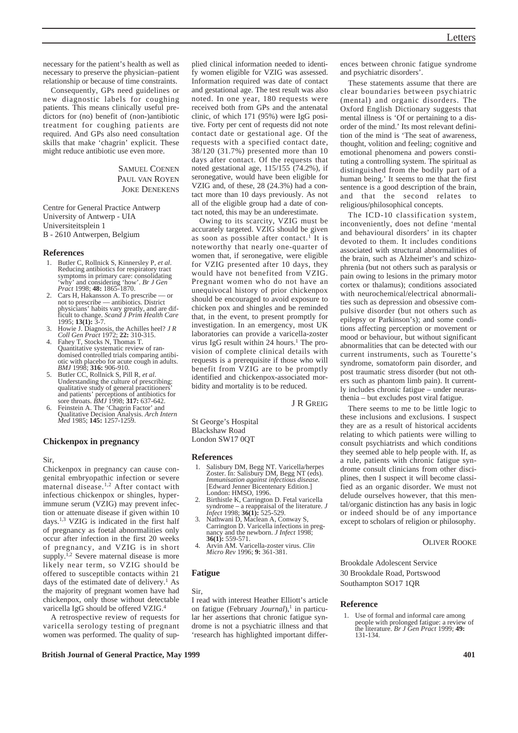necessary for the patient's health as well as necessary to preserve the physician–patient relationship or because of time constraints.

Consequently, GPs need guidelines or new diagnostic labels for coughing patients. This means clinically useful predictors for (no) benefit of (non-)antibiotic treatment for coughing patients are required. And GPs also need consultation skills that make 'chagrin' explicit. These might reduce antibiotic use even more.

SAMUEL COENEN
PAUL VAN ROYEN
JOKE DENEKENS

Centre for General Practice Antwerp
University of Antwerp - UIA
Universiteitsplein 1
B - 2610 Antwerpen, Belgium

### References

1. Butler C, Rollnick S, Kinnersley P, *et al*. Reducing antibiotics for respiratory tract symptoms in primary care: consolidating 'why' and considering 'how'. *Br J Gen Pract* 1998; **48:** 1865-1870.
2. Cars H, Hakansson A. To prescribe — or not to prescribe — antibiotics. District physicians' habits vary greatly, and are difficult to change. *Scand J Prim Health Care* 1995; **13(1):** 3-7.
3. Howie J. Diagnosis, the Achilles heel? *J R Coll Gen Pract* 1972; **22:** 310-315.
4. Fahey T, Stocks N, Thomas T. Quantitative systematic review of randomised controlled trials comparing antibiotic with placebo for acute cough in adults. *BMJ* 1998; **316:** 906-910.
5. Butler CC, Rollnick S, Pill R, *et al*. Understanding the culture of prescribing: qualitative study of general practitioners' and patients' perceptions of antibiotics for sore throats. *BMJ* 1998; **317:** 637-642.
6. Feinstein A. The 'Chagrin Factor' and Qualitative Decision Analysis. *Arch Intern Med* 1985; **145:** 1257-1259.

## Chickenpox in pregnancy

Sir,

Chickenpox in pregnancy can cause congenital embryopathic infection or severe maternal disease.[1,2] After contact with infectious chickenpox or shingles, hyperimmune serum (VZIG) may prevent infection or attenuate disease if given within 10 days.[1,3] VZIG is indicated in the first half of pregnancy as foetal abnormalities only occur after infection in the first 20 weeks of pregnancy, and VZIG is in short supply.[1,2] Severe maternal disease is more likely near term, so VZIG should be offered to susceptible contacts within 21 days of the estimated date of delivery.[1] As the majority of pregnant women have had chickenpox, only those without detectable varicella IgG should be offered VZIG.[4]

A retrospective review of requests for varicella serology testing of pregnant women was performed. The quality of supplied clinical information needed to identify women eligible for VZIG was assessed. Information required was date of contact and gestational age. The test result was also noted. In one year, 180 requests were received both from GPs and the antenatal clinic, of which 171 (95%) were IgG positive. Forty per cent of requests did not note contact date or gestational age. Of the requests with a specified contact date, 38/120 (31.7%) presented more than 10 days after contact. Of the requests that noted gestational age, 115/155 (74.2%), if seronegative, would have been eligible for VZIG and, of these, 28 (24.3%) had a contact more than 10 days previously. As not all of the eligible group had a date of contact noted, this may be an underestimate.

Owing to its scarcity, VZIG must be accurately targeted. VZIG should be given as soon as possible after contact.[1] It is noteworthy that nearly one-quarter of women that, if seronegative, were eligible for VZIG presented after 10 days, they would have not benefited from VZIG. Pregnant women who do not have an unequivocal history of prior chickenpox should be encouraged to avoid exposure to chicken pox and shingles and be reminded that, in the event, to present promptly for investigation. In an emergency, most UK laboratories can provide a varicella-zoster virus IgG result within 24 hours.[1] The provision of complete clinical details with requests is a prerequisite if those who will benefit from VZIG are to be promptly identified and chickenpox-associated morbidity and mortality is to be reduced.

J R GREIG

St George's Hospital
Blackshaw Road
London SW17 0QT

### References

1. Salisbury DM, Begg NT. Varicella/herpes Zoster. In: Salisbury DM, Begg NT (eds). *Immunisation against infectious disease.* [Edward Jenner Bicentenary Edition.] London: HMSO, 1996.
2. Birthistle K, Carrington D. Fetal varicella syndrome – a reappraisal of the literature. *J Infect* 1998; **36(1):** 525-529.
3. Nathwani D, Maclean A, Conway S, Carrington D. Varicella infections in pregnancy and the newborn. *J Infect* 1998; **36(1):** 559-571.
4. Arvin AM. Varicella-zoster virus. *Clin Micro Rev* 1996; **9:** 361-381.

## Fatigue

Sir,

I read with interest Heather Elliott's article on fatigue (February *Journal*),[1] in particular her assertions that chronic fatigue syndrome is not a psychiatric illness and that 'research has highlighted important differences between chronic fatigue syndrome and psychiatric disorders'.

These statements assume that there are clear boundaries between psychiatric (mental) and organic disorders. The Oxford English Dictionary suggests that mental illness is 'Of or pertaining to a disorder of the mind.' Its most relevant definition of the mind is 'The seat of awareness, thought, volition and feeling; cognitive and emotional phenomena and powers constituting a controlling system. The spiritual as distinguished from the bodily part of a human being.' It seems to me that the first sentence is a good description of the brain, and that the second relates to religious/philosophical concepts.

The ICD-10 classification system, inconveniently, does not define 'mental and behavioural disorders' in its chapter devoted to them. It includes conditions associated with structural abnormalities of the brain, such as Alzheimer's and schizophrenia (but not others such as paralysis or pain owing to lesions in the primary motor cortex or thalamus); conditions associated with neurochemical/electrical abnormalities such as depression and obsessive compulsive disorder (but not others such as epilepsy or Parkinson's); and some conditions affecting perception or movement or mood or behaviour, but without significant abnormalities that can be detected with our current instruments, such as Tourette's syndrome, somatoform pain disorder, and post traumatic stress disorder (but not others such as phantom limb pain). It currently includes chronic fatigue – under neurasthenia – but excludes post viral fatigue.

There seems to me to be little logic to these inclusions and exclusions. I suspect they are as a result of historical accidents relating to which patients were willing to consult psychiatrists and which conditions they seemed able to help people with. If, as a rule, patients with chronic fatigue syndrome consult clinicians from other disciplines, then I suspect it will become classified as an organic disorder. We must not delude ourselves however, that this mental/organic distinction has any basis in logic or indeed should be of any importance except to scholars of religion or philosophy.

OLIVER ROOKE

Brookdale Adolescent Service
30 Brookdale Road, Portswood
Southampton SO17 1QR

### Reference

1. Use of formal and informal care among people with prolonged fatigue: a review of the literature. *Br J Gen Pract* 1999; **49:** 131-134.